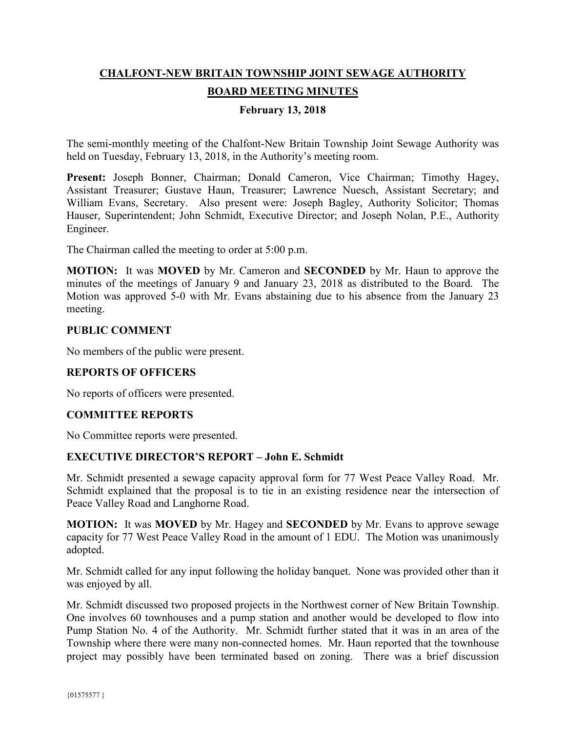# CHALFONT-NEW BRITAIN TOWNSHIP JOINT SEWAGE AUTHORITY

## BOARD MEETING MINUTES

### February 13, 2018

The semi-monthly meeting of the Chalfont-New Britain Township Joint Sewage Authority was held on Tuesday, February 13, 2018, in the Authority's meeting room.

**Present:** Joseph Bonner, Chairman; Donald Cameron, Vice Chairman; Timothy Hagey, Assistant Treasurer; Gustave Haun, Treasurer; Lawrence Nuesch, Assistant Secretary; and William Evans, Secretary. Also present were: Joseph Bagley, Authority Solicitor; Thomas Hauser, Superintendent; John Schmidt, Executive Director; and Joseph Nolan, P.E., Authority Engineer.

The Chairman called the meeting to order at 5:00 p.m.

**MOTION:** It was **MOVED** by Mr. Cameron and **SECONDED** by Mr. Haun to approve the minutes of the meetings of January 9 and January 23, 2018 as distributed to the Board. The Motion was approved 5-0 with Mr. Evans abstaining due to his absence from the January 23 meeting.

**PUBLIC COMMENT**

No members of the public were present.

**REPORTS OF OFFICERS**

No reports of officers were presented.

**COMMITTEE REPORTS**

No Committee reports were presented.

**EXECUTIVE DIRECTOR'S REPORT – John E. Schmidt**

Mr. Schmidt presented a sewage capacity approval form for 77 West Peace Valley Road. Mr. Schmidt explained that the proposal is to tie in an existing residence near the intersection of Peace Valley Road and Langhorne Road.

**MOTION:** It was **MOVED** by Mr. Hagey and **SECONDED** by Mr. Evans to approve sewage capacity for 77 West Peace Valley Road in the amount of 1 EDU. The Motion was unanimously adopted.

Mr. Schmidt called for any input following the holiday banquet. None was provided other than it was enjoyed by all.

Mr. Schmidt discussed two proposed projects in the Northwest corner of New Britain Township. One involves 60 townhouses and a pump station and another would be developed to flow into Pump Station No. 4 of the Authority. Mr. Schmidt further stated that it was in an area of the Township where there were many non-connected homes. Mr. Haun reported that the townhouse project may possibly have been terminated based on zoning. There was a brief discussion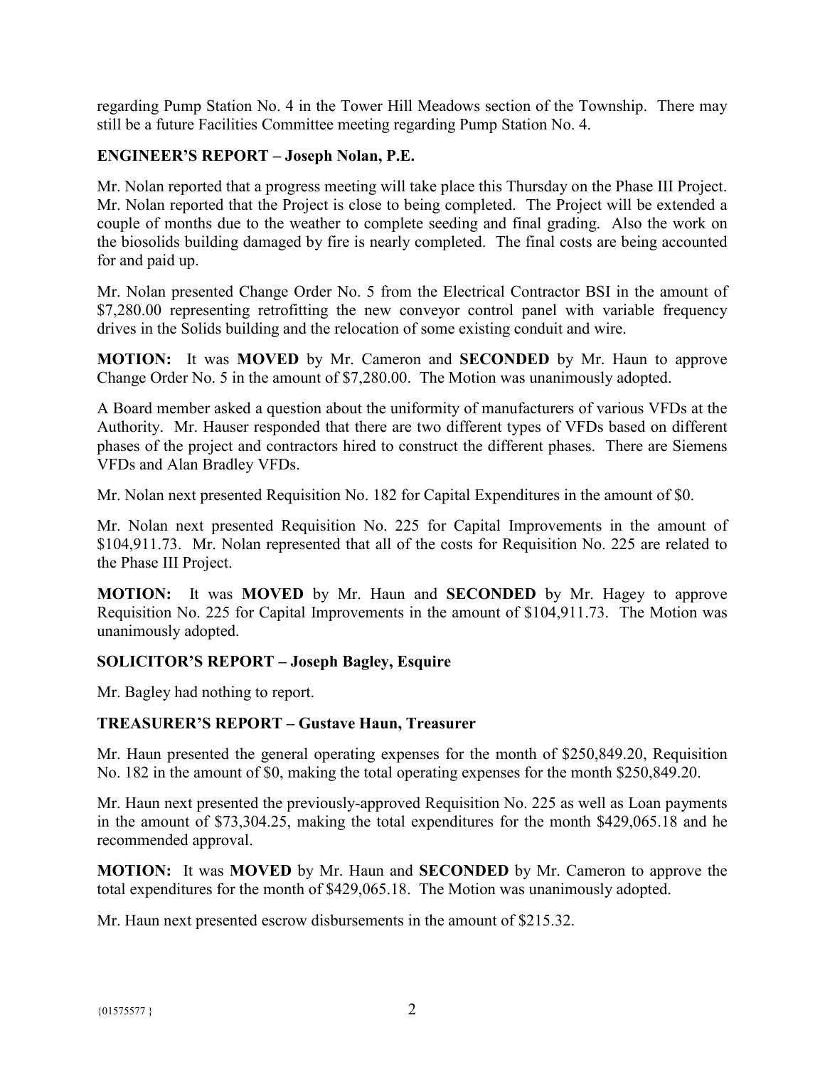regarding Pump Station No. 4 in the Tower Hill Meadows section of the Township. There may still be a future Facilities Committee meeting regarding Pump Station No. 4.

**ENGINEER'S REPORT – Joseph Nolan, P.E.**

Mr. Nolan reported that a progress meeting will take place this Thursday on the Phase III Project. Mr. Nolan reported that the Project is close to being completed. The Project will be extended a couple of months due to the weather to complete seeding and final grading. Also the work on the biosolids building damaged by fire is nearly completed. The final costs are being accounted for and paid up.

Mr. Nolan presented Change Order No. 5 from the Electrical Contractor BSI in the amount of $7,280.00 representing retrofitting the new conveyor control panel with variable frequency drives in the Solids building and the relocation of some existing conduit and wire.

**MOTION:** It was **MOVED** by Mr. Cameron and **SECONDED** by Mr. Haun to approve Change Order No. 5 in the amount of $7,280.00. The Motion was unanimously adopted.

A Board member asked a question about the uniformity of manufacturers of various VFDs at the Authority. Mr. Hauser responded that there are two different types of VFDs based on different phases of the project and contractors hired to construct the different phases. There are Siemens VFDs and Alan Bradley VFDs.

Mr. Nolan next presented Requisition No. 182 for Capital Expenditures in the amount of $0.

Mr. Nolan next presented Requisition No. 225 for Capital Improvements in the amount of $104,911.73. Mr. Nolan represented that all of the costs for Requisition No. 225 are related to the Phase III Project.

**MOTION:** It was **MOVED** by Mr. Haun and **SECONDED** by Mr. Hagey to approve Requisition No. 225 for Capital Improvements in the amount of $104,911.73. The Motion was unanimously adopted.

**SOLICITOR'S REPORT – Joseph Bagley, Esquire**

Mr. Bagley had nothing to report.

**TREASURER'S REPORT – Gustave Haun, Treasurer**

Mr. Haun presented the general operating expenses for the month of $250,849.20, Requisition No. 182 in the amount of $0, making the total operating expenses for the month $250,849.20.

Mr. Haun next presented the previously-approved Requisition No. 225 as well as Loan payments in the amount of $73,304.25, making the total expenditures for the month $429,065.18 and he recommended approval.

**MOTION:** It was **MOVED** by Mr. Haun and **SECONDED** by Mr. Cameron to approve the total expenditures for the month of $429,065.18. The Motion was unanimously adopted.

Mr. Haun next presented escrow disbursements in the amount of $215.32.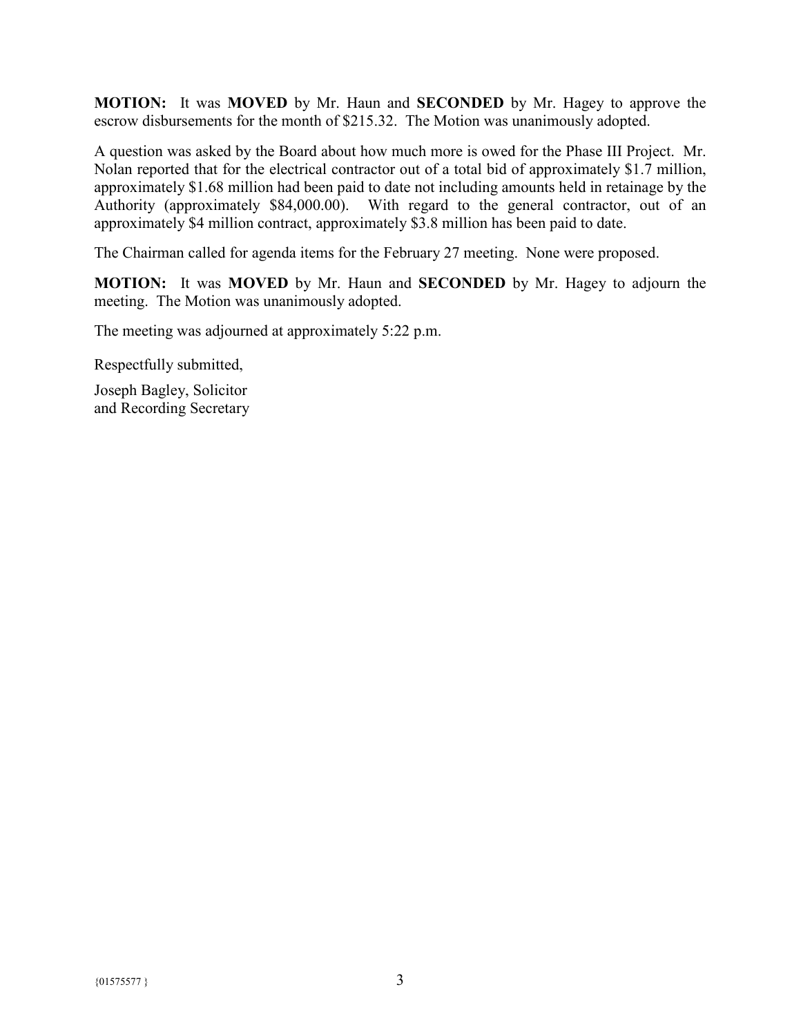**MOTION:** It was **MOVED** by Mr. Haun and **SECONDED** by Mr. Hagey to approve the escrow disbursements for the month of $215.32. The Motion was unanimously adopted.

A question was asked by the Board about how much more is owed for the Phase III Project. Mr. Nolan reported that for the electrical contractor out of a total bid of approximately $1.7 million, approximately $1.68 million had been paid to date not including amounts held in retainage by the Authority (approximately $84,000.00). With regard to the general contractor, out of an approximately $4 million contract, approximately $3.8 million has been paid to date.

The Chairman called for agenda items for the February 27 meeting. None were proposed.

**MOTION:** It was **MOVED** by Mr. Haun and **SECONDED** by Mr. Hagey to adjourn the meeting. The Motion was unanimously adopted.

The meeting was adjourned at approximately 5:22 p.m.

Respectfully submitted,

Joseph Bagley, Solicitor
and Recording Secretary

{01575577 }